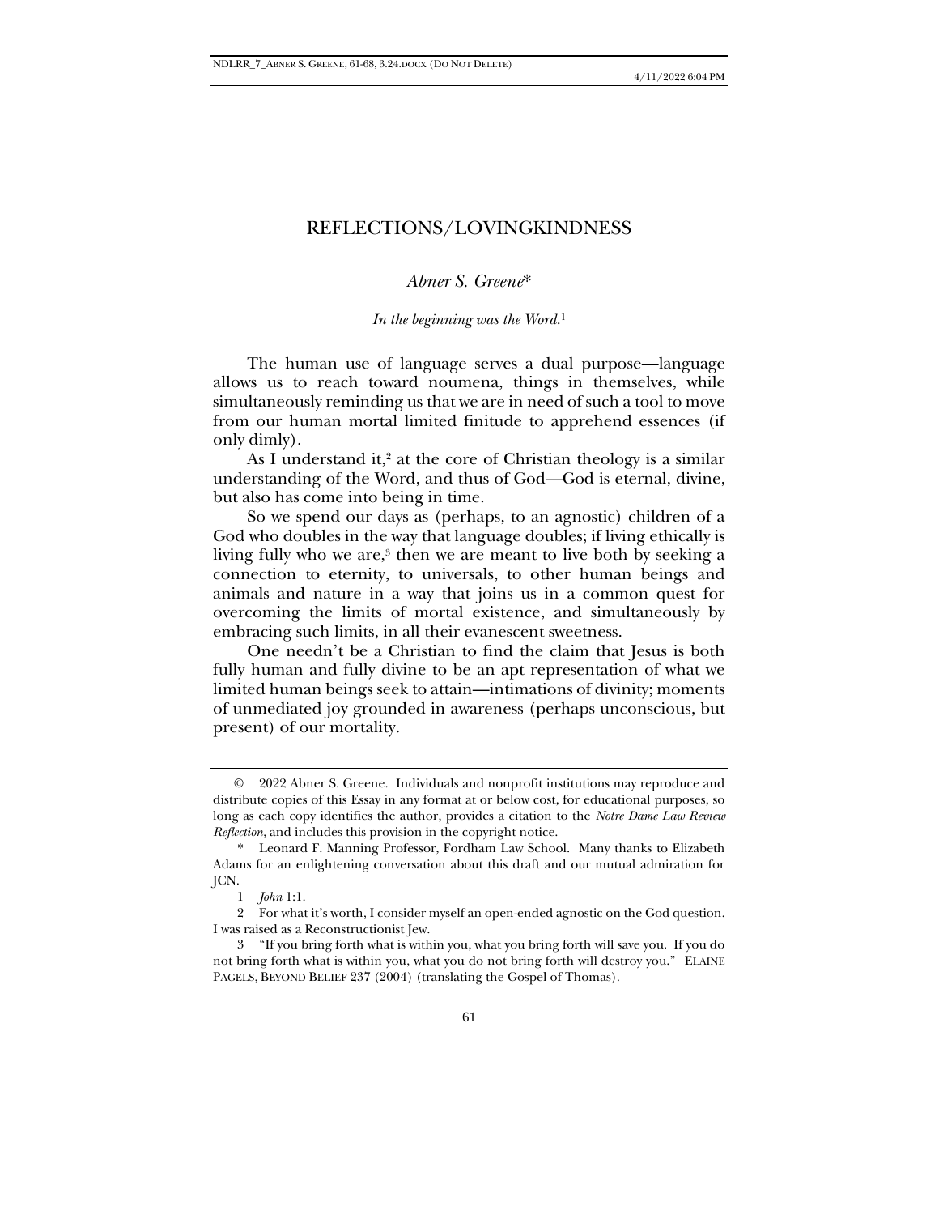# REFLECTIONS/LOVINGKINDNESS

*Abner S. Greene\**

*In the beginning was the Word.*[1]

The human use of language serves a dual purpose—language allows us to reach toward noumena, things in themselves, while simultaneously reminding us that we are in need of such a tool to move from our human mortal limited finitude to apprehend essences (if only dimly).

As I understand it,[2] at the core of Christian theology is a similar understanding of the Word, and thus of God—God is eternal, divine, but also has come into being in time.

So we spend our days as (perhaps, to an agnostic) children of a God who doubles in the way that language doubles; if living ethically is living fully who we are,[3] then we are meant to live both by seeking a connection to eternity, to universals, to other human beings and animals and nature in a way that joins us in a common quest for overcoming the limits of mortal existence, and simultaneously by embracing such limits, in all their evanescent sweetness.

One needn't be a Christian to find the claim that Jesus is both fully human and fully divine to be an apt representation of what we limited human beings seek to attain—intimations of divinity; moments of unmediated joy grounded in awareness (perhaps unconscious, but present) of our mortality.

---

© 2022 Abner S. Greene. Individuals and nonprofit institutions may reproduce and distribute copies of this Essay in any format at or below cost, for educational purposes, so long as each copy identifies the author, provides a citation to the *Notre Dame Law Review Reflection*, and includes this provision in the copyright notice.

\* Leonard F. Manning Professor, Fordham Law School. Many thanks to Elizabeth Adams for an enlightening conversation about this draft and our mutual admiration for JCN.

1 *John* 1:1.

2 For what it's worth, I consider myself an open-ended agnostic on the God question. I was raised as a Reconstructionist Jew.

3 "If you bring forth what is within you, what you bring forth will save you. If you do not bring forth what is within you, what you do not bring forth will destroy you." ELAINE PAGELS, BEYOND BELIEF 237 (2004) (translating the Gospel of Thomas).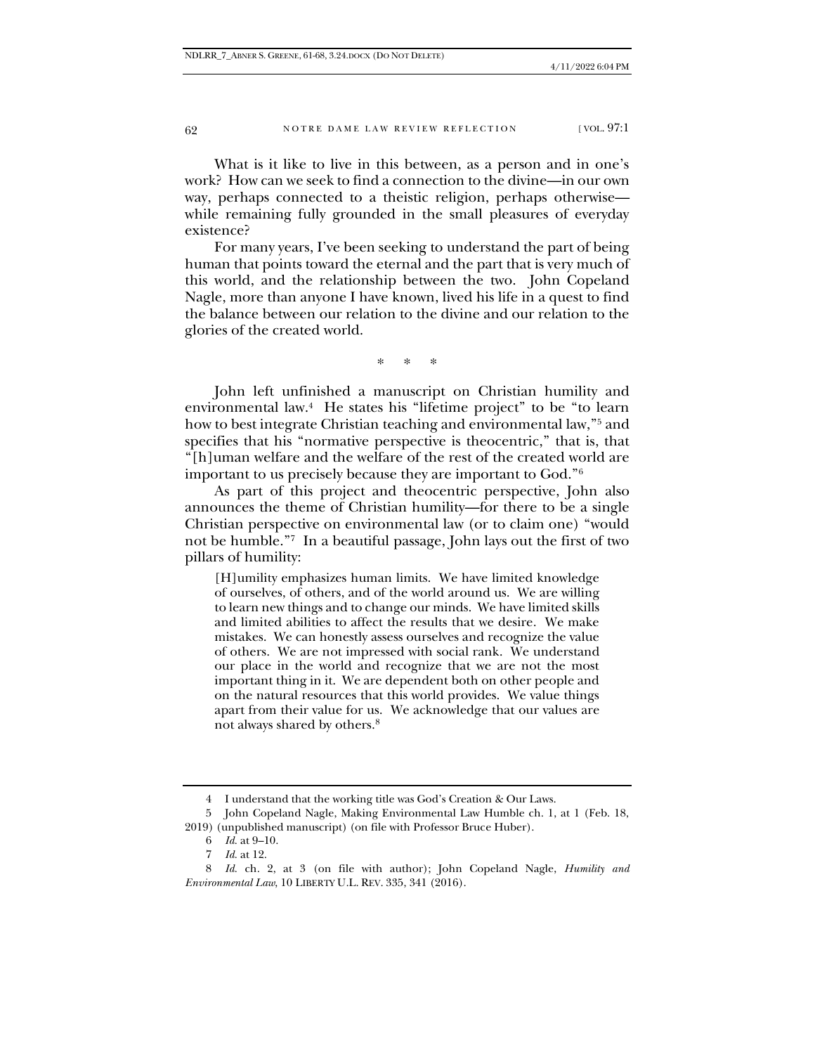What is it like to live in this between, as a person and in one's work? How can we seek to find a connection to the divine—in our own way, perhaps connected to a theistic religion, perhaps otherwise—while remaining fully grounded in the small pleasures of everyday existence?

For many years, I've been seeking to understand the part of being human that points toward the eternal and the part that is very much of this world, and the relationship between the two. John Copeland Nagle, more than anyone I have known, lived his life in a quest to find the balance between our relation to the divine and our relation to the glories of the created world.

\* \* \*

John left unfinished a manuscript on Christian humility and environmental law.[4] He states his "lifetime project" to be "to learn how to best integrate Christian teaching and environmental law,"[5] and specifies that his "normative perspective is theocentric," that is, that "[h]uman welfare and the welfare of the rest of the created world are important to us precisely because they are important to God."[6]

As part of this project and theocentric perspective, John also announces the theme of Christian humility—for there to be a single Christian perspective on environmental law (or to claim one) "would not be humble."[7] In a beautiful passage, John lays out the first of two pillars of humility:

> [H]umility emphasizes human limits. We have limited knowledge of ourselves, of others, and of the world around us. We are willing to learn new things and to change our minds. We have limited skills and limited abilities to affect the results that we desire. We make mistakes. We can honestly assess ourselves and recognize the value of others. We are not impressed with social rank. We understand our place in the world and recognize that we are not the most important thing in it. We are dependent both on other people and on the natural resources that this world provides. We value things apart from their value for us. We acknowledge that our values are not always shared by others.[8]

---

4 I understand that the working title was God's Creation & Our Laws.

5 John Copeland Nagle, Making Environmental Law Humble ch. 1, at 1 (Feb. 18, 2019) (unpublished manuscript) (on file with Professor Bruce Huber).

6 *Id.* at 9–10.

7 *Id.* at 12.

8 *Id.* ch. 2, at 3 (on file with author); John Copeland Nagle, *Humility and Environmental Law*, 10 LIBERTY U.L. REV. 335, 341 (2016).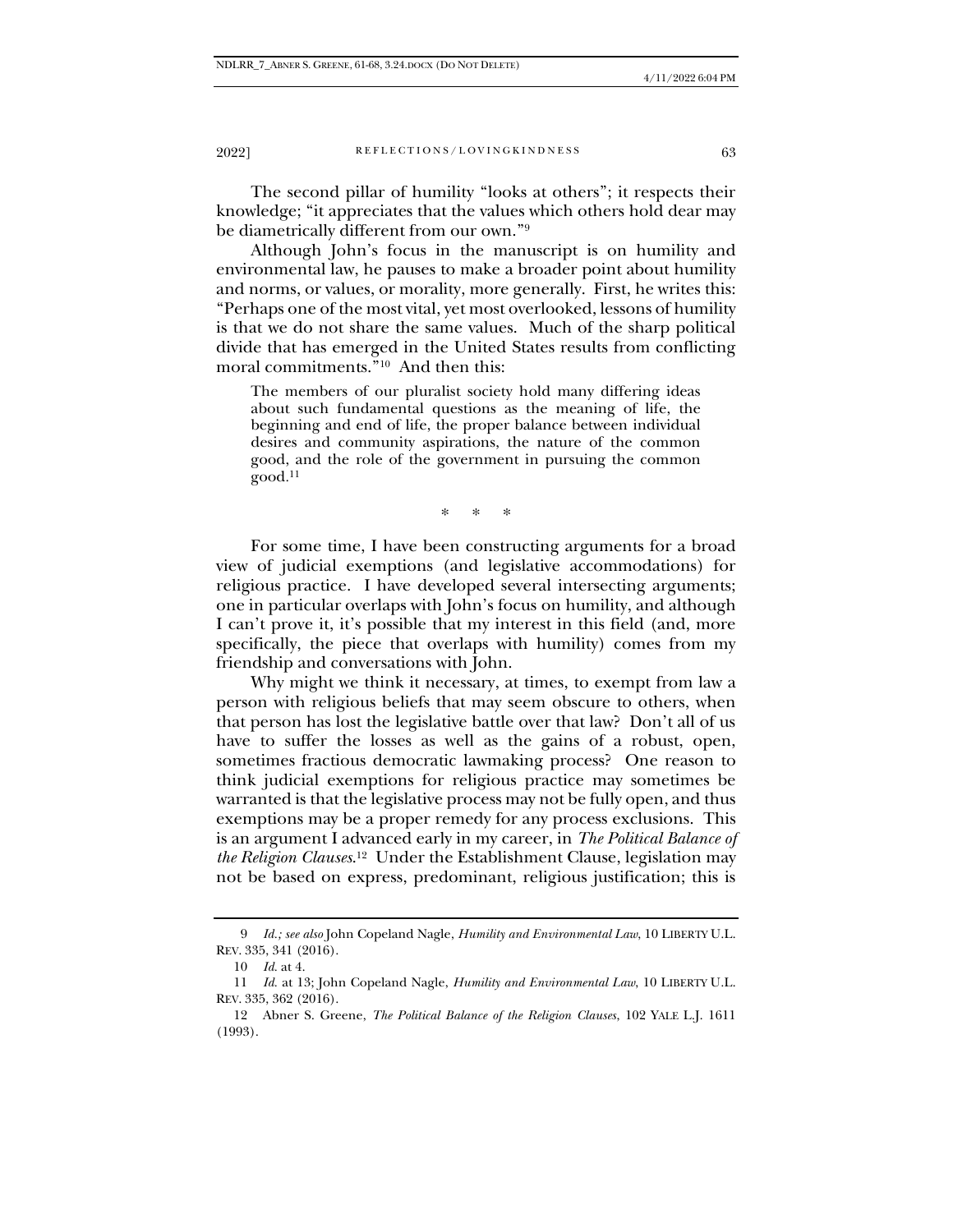The second pillar of humility "looks at others"; it respects their knowledge; "it appreciates that the values which others hold dear may be diametrically different from our own."[9]

Although John's focus in the manuscript is on humility and environmental law, he pauses to make a broader point about humility and norms, or values, or morality, more generally. First, he writes this: "Perhaps one of the most vital, yet most overlooked, lessons of humility is that we do not share the same values. Much of the sharp political divide that has emerged in the United States results from conflicting moral commitments."[10] And then this:

> The members of our pluralist society hold many differing ideas about such fundamental questions as the meaning of life, the beginning and end of life, the proper balance between individual desires and community aspirations, the nature of the common good, and the role of the government in pursuing the common good.[11]

\* \* \*

For some time, I have been constructing arguments for a broad view of judicial exemptions (and legislative accommodations) for religious practice. I have developed several intersecting arguments; one in particular overlaps with John's focus on humility, and although I can't prove it, it's possible that my interest in this field (and, more specifically, the piece that overlaps with humility) comes from my friendship and conversations with John.

Why might we think it necessary, at times, to exempt from law a person with religious beliefs that may seem obscure to others, when that person has lost the legislative battle over that law? Don't all of us have to suffer the losses as well as the gains of a robust, open, sometimes fractious democratic lawmaking process? One reason to think judicial exemptions for religious practice may sometimes be warranted is that the legislative process may not be fully open, and thus exemptions may be a proper remedy for any process exclusions. This is an argument I advanced early in my career, in *The Political Balance of the Religion Clauses*.[12] Under the Establishment Clause, legislation may not be based on express, predominant, religious justification; this is

---

9 *Id.; see also* John Copeland Nagle, *Humility and Environmental Law*, 10 LIBERTY U.L. REV. 335, 341 (2016).

10 *Id.* at 4.

11 *Id.* at 13; John Copeland Nagle, *Humility and Environmental Law*, 10 LIBERTY U.L. REV. 335, 362 (2016).

12 Abner S. Greene, *The Political Balance of the Religion Clauses*, 102 YALE L.J. 1611 (1993).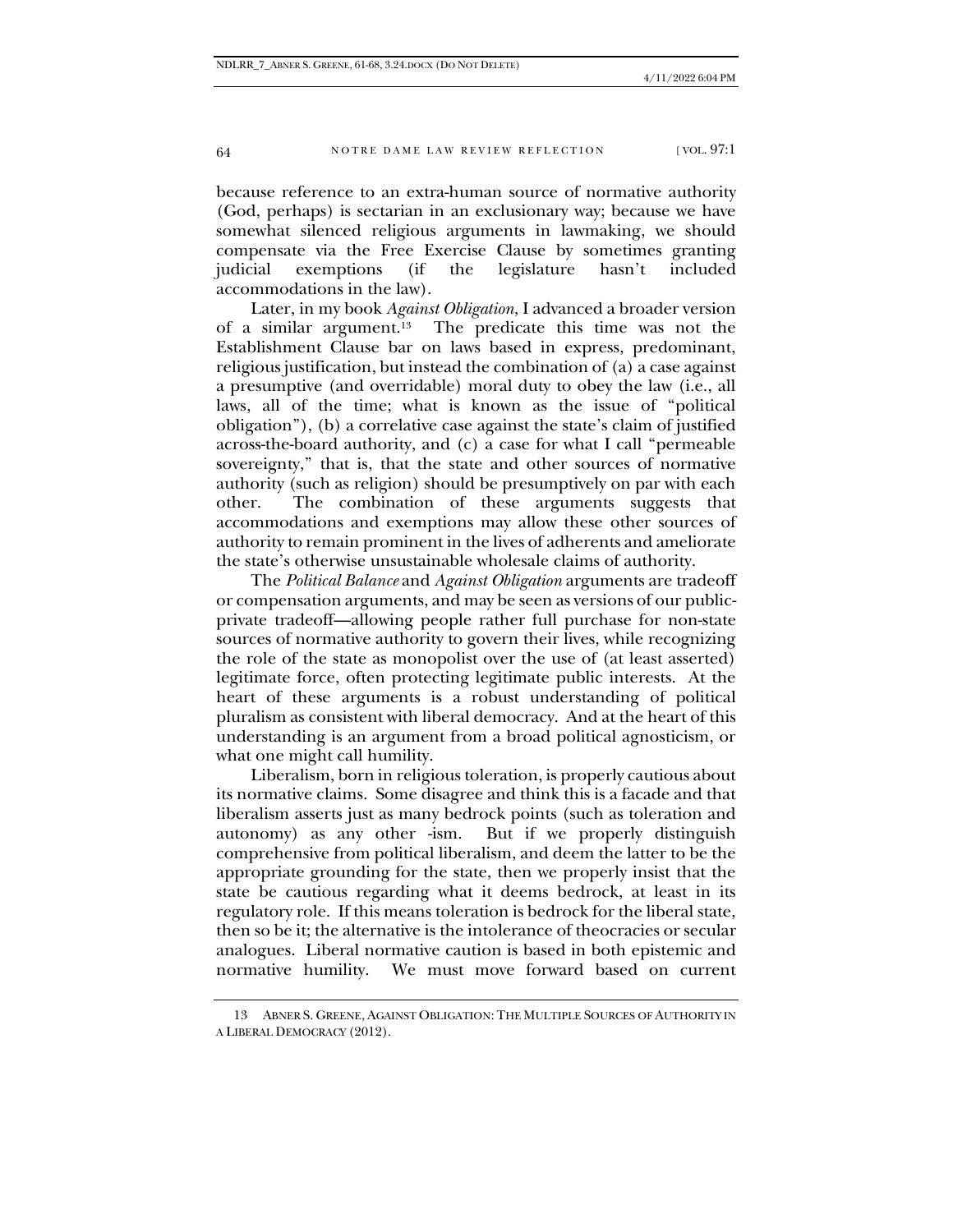because reference to an extra-human source of normative authority (God, perhaps) is sectarian in an exclusionary way; because we have somewhat silenced religious arguments in lawmaking, we should compensate via the Free Exercise Clause by sometimes granting judicial exemptions (if the legislature hasn't included accommodations in the law).

Later, in my book *Against Obligation*, I advanced a broader version of a similar argument.[13] The predicate this time was not the Establishment Clause bar on laws based in express, predominant, religious justification, but instead the combination of (a) a case against a presumptive (and overridable) moral duty to obey the law (i.e., all laws, all of the time; what is known as the issue of "political obligation"), (b) a correlative case against the state's claim of justified across-the-board authority, and (c) a case for what I call "permeable sovereignty," that is, that the state and other sources of normative authority (such as religion) should be presumptively on par with each other. The combination of these arguments suggests that accommodations and exemptions may allow these other sources of authority to remain prominent in the lives of adherents and ameliorate the state's otherwise unsustainable wholesale claims of authority.

The *Political Balance* and *Against Obligation* arguments are tradeoff or compensation arguments, and may be seen as versions of our public-private tradeoff—allowing people rather full purchase for non-state sources of normative authority to govern their lives, while recognizing the role of the state as monopolist over the use of (at least asserted) legitimate force, often protecting legitimate public interests. At the heart of these arguments is a robust understanding of political pluralism as consistent with liberal democracy. And at the heart of this understanding is an argument from a broad political agnosticism, or what one might call humility.

Liberalism, born in religious toleration, is properly cautious about its normative claims. Some disagree and think this is a facade and that liberalism asserts just as many bedrock points (such as toleration and autonomy) as any other -ism. But if we properly distinguish comprehensive from political liberalism, and deem the latter to be the appropriate grounding for the state, then we properly insist that the state be cautious regarding what it deems bedrock, at least in its regulatory role. If this means toleration is bedrock for the liberal state, then so be it; the alternative is the intolerance of theocracies or secular analogues. Liberal normative caution is based in both epistemic and normative humility. We must move forward based on current

---

13 ABNER S. GREENE, AGAINST OBLIGATION: THE MULTIPLE SOURCES OF AUTHORITY IN A LIBERAL DEMOCRACY (2012).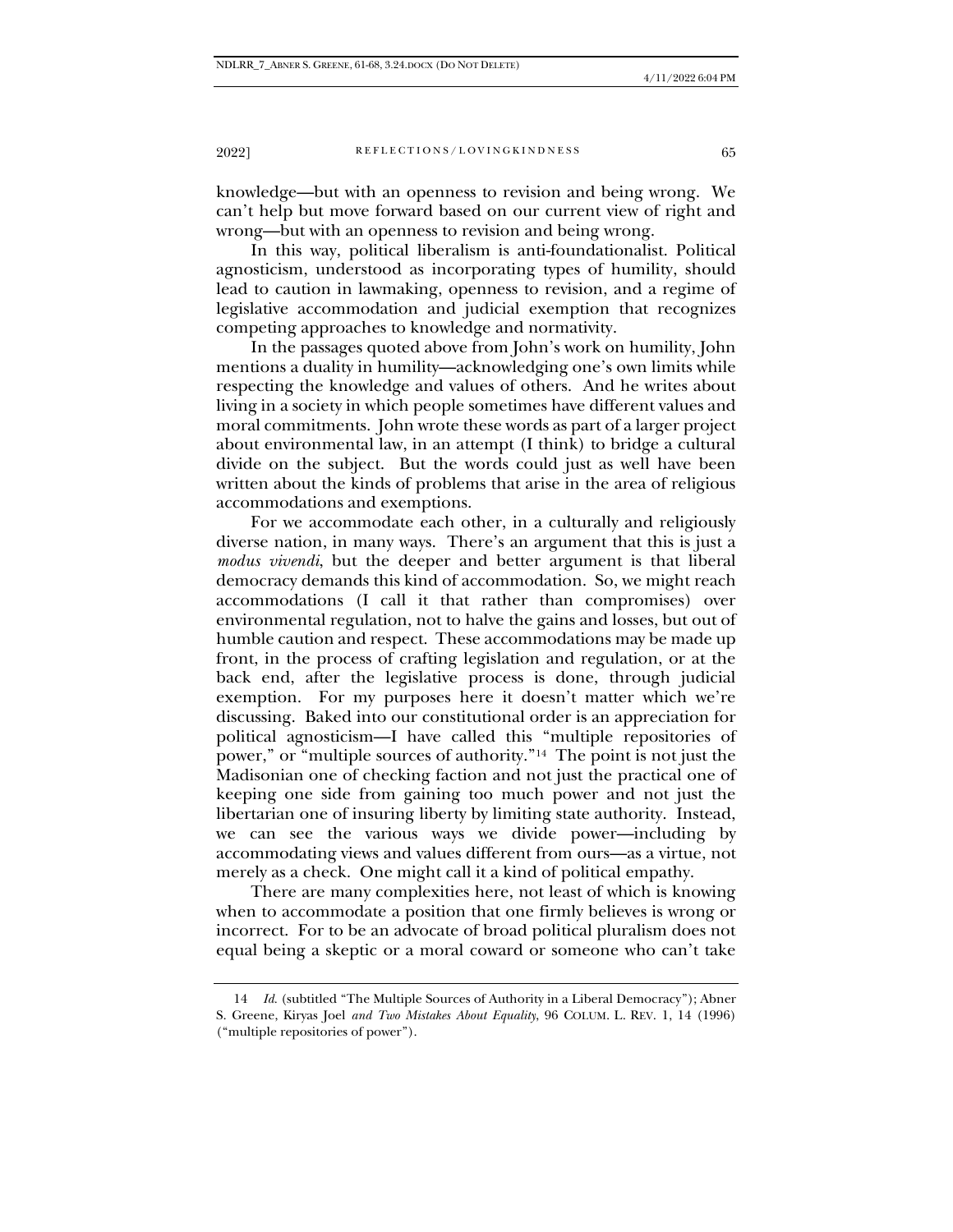knowledge—but with an openness to revision and being wrong. We can't help but move forward based on our current view of right and wrong—but with an openness to revision and being wrong.

In this way, political liberalism is anti-foundationalist. Political agnosticism, understood as incorporating types of humility, should lead to caution in lawmaking, openness to revision, and a regime of legislative accommodation and judicial exemption that recognizes competing approaches to knowledge and normativity.

In the passages quoted above from John's work on humility, John mentions a duality in humility—acknowledging one's own limits while respecting the knowledge and values of others. And he writes about living in a society in which people sometimes have different values and moral commitments. John wrote these words as part of a larger project about environmental law, in an attempt (I think) to bridge a cultural divide on the subject. But the words could just as well have been written about the kinds of problems that arise in the area of religious accommodations and exemptions.

For we accommodate each other, in a culturally and religiously diverse nation, in many ways. There's an argument that this is just a *modus vivendi*, but the deeper and better argument is that liberal democracy demands this kind of accommodation. So, we might reach accommodations (I call it that rather than compromises) over environmental regulation, not to halve the gains and losses, but out of humble caution and respect. These accommodations may be made up front, in the process of crafting legislation and regulation, or at the back end, after the legislative process is done, through judicial exemption. For my purposes here it doesn't matter which we're discussing. Baked into our constitutional order is an appreciation for political agnosticism—I have called this "multiple repositories of power," or "multiple sources of authority."[14] The point is not just the Madisonian one of checking faction and not just the practical one of keeping one side from gaining too much power and not just the libertarian one of insuring liberty by limiting state authority. Instead, we can see the various ways we divide power—including by accommodating views and values different from ours—as a virtue, not merely as a check. One might call it a kind of political empathy.

There are many complexities here, not least of which is knowing when to accommodate a position that one firmly believes is wrong or incorrect. For to be an advocate of broad political pluralism does not equal being a skeptic or a moral coward or someone who can't take

---

14 *Id.* (subtitled "The Multiple Sources of Authority in a Liberal Democracy"); Abner S. Greene, Kiryas Joel *and Two Mistakes About Equality*, 96 COLUM. L. REV. 1, 14 (1996) ("multiple repositories of power").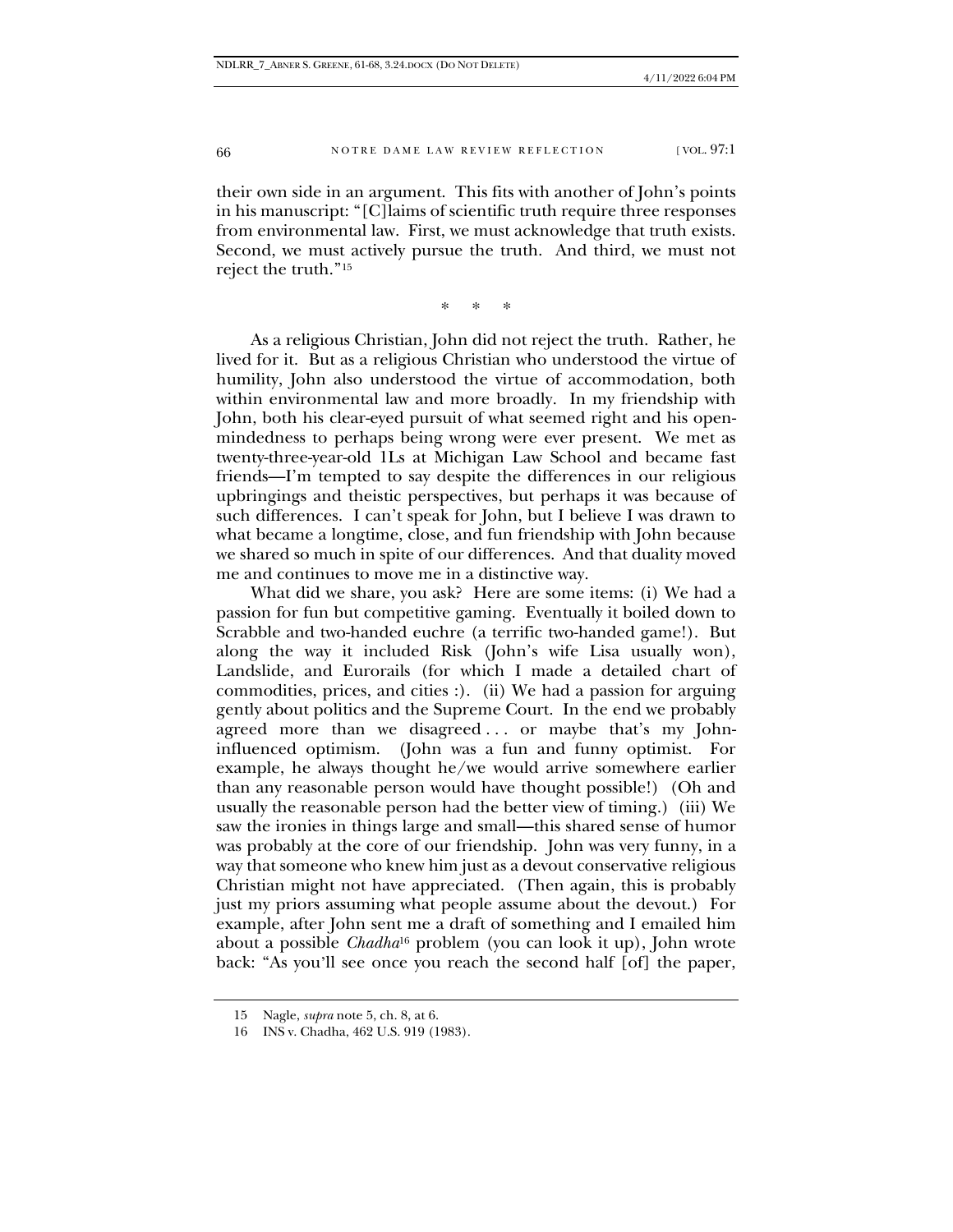their own side in an argument. This fits with another of John's points in his manuscript: "[C]laims of scientific truth require three responses from environmental law. First, we must acknowledge that truth exists. Second, we must actively pursue the truth. And third, we must not reject the truth."[15]

\* \* \*

As a religious Christian, John did not reject the truth. Rather, he lived for it. But as a religious Christian who understood the virtue of humility, John also understood the virtue of accommodation, both within environmental law and more broadly. In my friendship with John, both his clear-eyed pursuit of what seemed right and his open-mindedness to perhaps being wrong were ever present. We met as twenty-three-year-old 1Ls at Michigan Law School and became fast friends—I'm tempted to say despite the differences in our religious upbringings and theistic perspectives, but perhaps it was because of such differences. I can't speak for John, but I believe I was drawn to what became a longtime, close, and fun friendship with John because we shared so much in spite of our differences. And that duality moved me and continues to move me in a distinctive way.

What did we share, you ask? Here are some items: (i) We had a passion for fun but competitive gaming. Eventually it boiled down to Scrabble and two-handed euchre (a terrific two-handed game!). But along the way it included Risk (John's wife Lisa usually won), Landslide, and Eurorails (for which I made a detailed chart of commodities, prices, and cities :). (ii) We had a passion for arguing gently about politics and the Supreme Court. In the end we probably agreed more than we disagreed . . . or maybe that's my John-influenced optimism. (John was a fun and funny optimist. For example, he always thought he/we would arrive somewhere earlier than any reasonable person would have thought possible!) (Oh and usually the reasonable person had the better view of timing.) (iii) We saw the ironies in things large and small—this shared sense of humor was probably at the core of our friendship. John was very funny, in a way that someone who knew him just as a devout conservative religious Christian might not have appreciated. (Then again, this is probably just my priors assuming what people assume about the devout.) For example, after John sent me a draft of something and I emailed him about a possible *Chadha*[16] problem (you can look it up), John wrote back: "As you'll see once you reach the second half [of] the paper,

---

15 Nagle, *supra* note 5, ch. 8, at 6.

16 INS v. Chadha, 462 U.S. 919 (1983).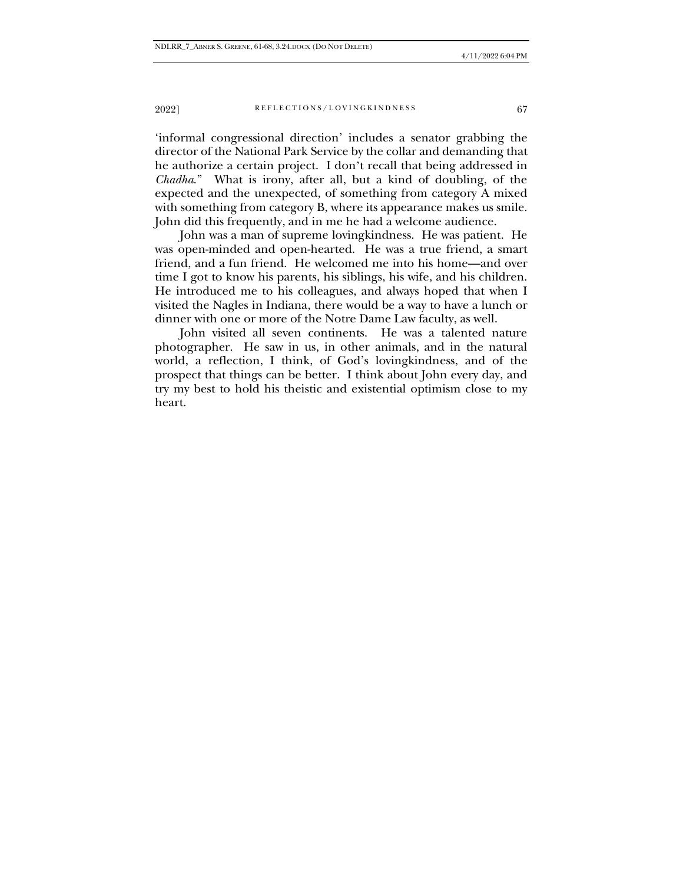'informal congressional direction' includes a senator grabbing the director of the National Park Service by the collar and demanding that he authorize a certain project. I don't recall that being addressed in *Chadha*." What is irony, after all, but a kind of doubling, of the expected and the unexpected, of something from category A mixed with something from category B, where its appearance makes us smile. John did this frequently, and in me he had a welcome audience.

John was a man of supreme lovingkindness. He was patient. He was open-minded and open-hearted. He was a true friend, a smart friend, and a fun friend. He welcomed me into his home—and over time I got to know his parents, his siblings, his wife, and his children. He introduced me to his colleagues, and always hoped that when I visited the Nagles in Indiana, there would be a way to have a lunch or dinner with one or more of the Notre Dame Law faculty, as well.

John visited all seven continents. He was a talented nature photographer. He saw in us, in other animals, and in the natural world, a reflection, I think, of God's lovingkindness, and of the prospect that things can be better. I think about John every day, and try my best to hold his theistic and existential optimism close to my heart.